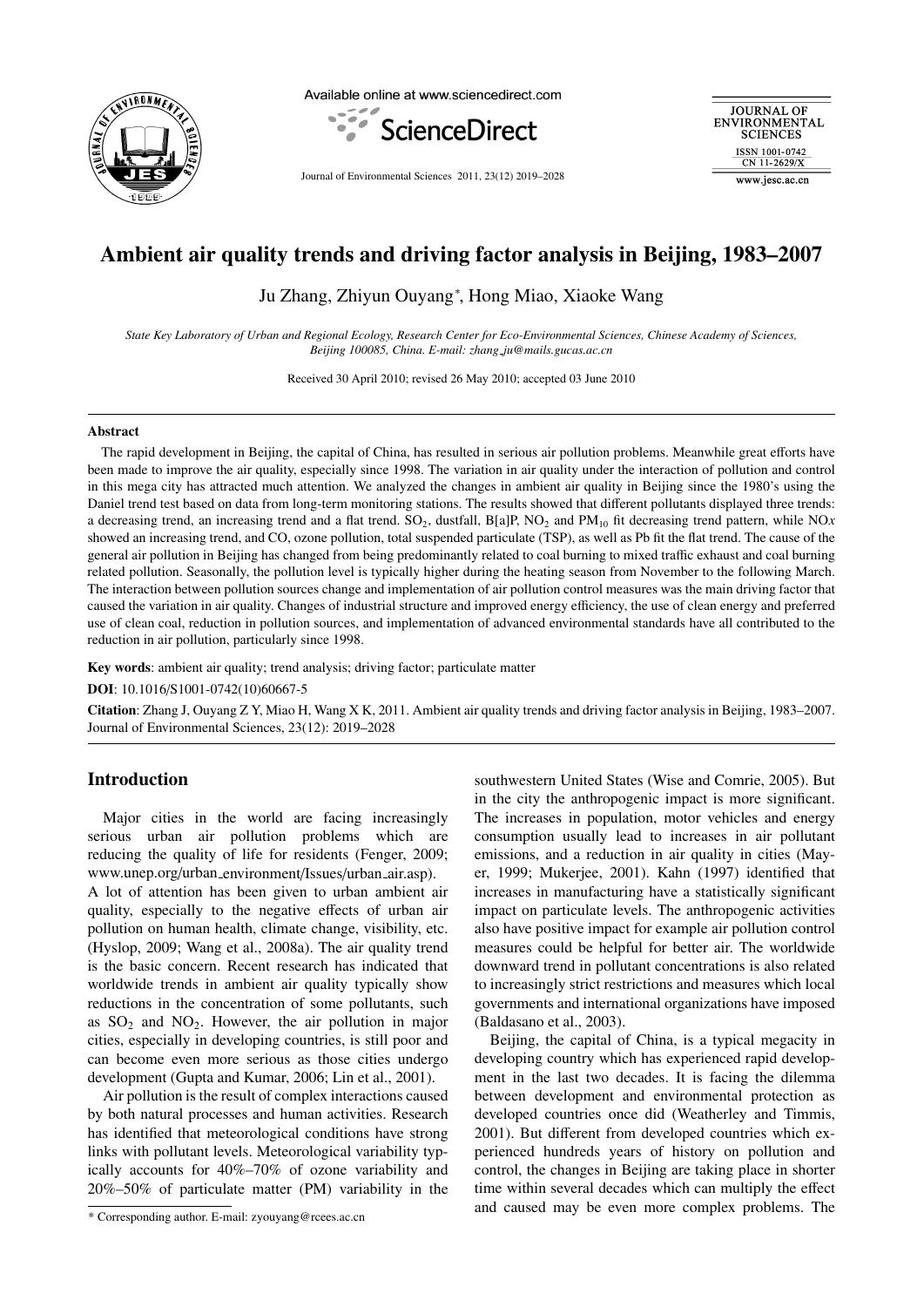# Ambient air quality trends and driving factor analysis in Beijing, 1983–2007

Ju Zhang, Zhiyun Ouyang*, Hong Miao, Xiaoke Wang

*State Key Laboratory of Urban and Regional Ecology, Research Center for Eco-Environmental Sciences, Chinese Academy of Sciences, Beijing 100085, China. E-mail: zhang_ju@mails.gucas.ac.cn*

Received 30 April 2010; revised 26 May 2010; accepted 03 June 2010

## Abstract

The rapid development in Beijing, the capital of China, has resulted in serious air pollution problems. Meanwhile great efforts have been made to improve the air quality, especially since 1998. The variation in air quality under the interaction of pollution and control in this mega city has attracted much attention. We analyzed the changes in ambient air quality in Beijing since the 1980's using the Daniel trend test based on data from long-term monitoring stations. The results showed that different pollutants displayed three trends: a decreasing trend, an increasing trend and a flat trend. $SO_2$, dustfall, B[a]P, $NO_2$ and $PM_{10}$ fit decreasing trend pattern, while $NO_x$ showed an increasing trend, and CO, ozone pollution, total suspended particulate (TSP), as well as Pb fit the flat trend. The cause of the general air pollution in Beijing has changed from being predominantly related to coal burning to mixed traffic exhaust and coal burning related pollution. Seasonally, the pollution level is typically higher during the heating season from November to the following March. The interaction between pollution sources change and implementation of air pollution control measures was the main driving factor that caused the variation in air quality. Changes of industrial structure and improved energy efficiency, the use of clean energy and preferred use of clean coal, reduction in pollution sources, and implementation of advanced environmental standards have all contributed to the reduction in air pollution, particularly since 1998.

**Key words**: ambient air quality; trend analysis; driving factor; particulate matter

**DOI**: 10.1016/S1001-0742(10)60667-5

**Citation**: Zhang J, Ouyang Z Y, Miao H, Wang X K, 2011. Ambient air quality trends and driving factor analysis in Beijing, 1983–2007. Journal of Environmental Sciences, 23(12): 2019–2028

## Introduction

Major cities in the world are facing increasingly serious urban air pollution problems which are reducing the quality of life for residents (Fenger, 2009; www.unep.org/urban_environment/Issues/urban_air.asp). A lot of attention has been given to urban ambient air quality, especially to the negative effects of urban air pollution on human health, climate change, visibility, etc. (Hyslop, 2009; Wang et al., 2008a). The air quality trend is the basic concern. Recent research has indicated that worldwide trends in ambient air quality typically show reductions in the concentration of some pollutants, such as $SO_2$ and $NO_2$. However, the air pollution in major cities, especially in developing countries, is still poor and can become even more serious as those cities undergo development (Gupta and Kumar, 2006; Lin et al., 2001).

Air pollution is the result of complex interactions caused by both natural processes and human activities. Research has identified that meteorological conditions have strong links with pollutant levels. Meteorological variability typically accounts for 40%–70% of ozone variability and 20%–50% of particulate matter (PM) variability in the southwestern United States (Wise and Comrie, 2005). But in the city the anthropogenic impact is more significant. The increases in population, motor vehicles and energy consumption usually lead to increases in air pollutant emissions, and a reduction in air quality in cities (Mayer, 1999; Mukerjee, 2001). Kahn (1997) identified that increases in manufacturing have a statistically significant impact on particulate levels. The anthropogenic activities also have positive impact for example air pollution control measures could be helpful for better air. The worldwide downward trend in pollutant concentrations is also related to increasingly strict restrictions and measures which local governments and international organizations have imposed (Baldasano et al., 2003).

Beijing, the capital of China, is a typical megacity in developing country which has experienced rapid development in the last two decades. It is facing the dilemma between development and environmental protection as developed countries once did (Weatherley and Timmis, 2001). But different from developed countries which experienced hundreds years of history on pollution and control, the changes in Beijing are taking place in shorter time within several decades which can multiply the effect and caused may be even more complex problems. The

\* Corresponding author. E-mail: zyouyang@rcees.ac.cn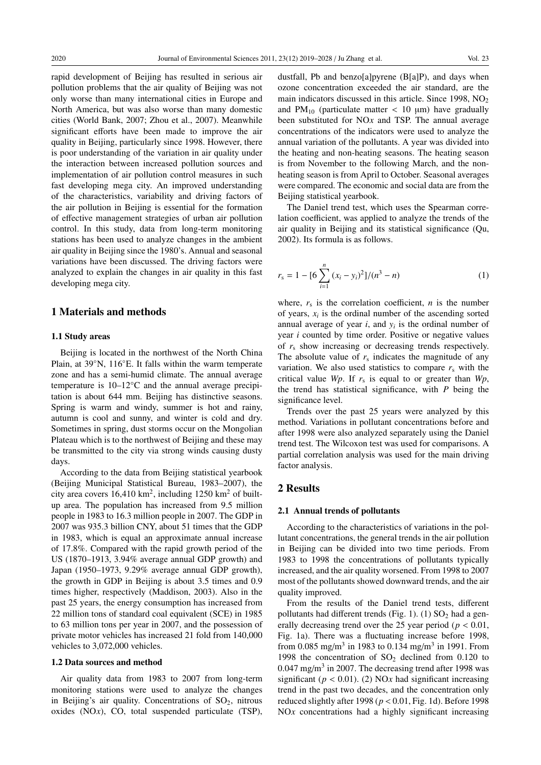rapid development of Beijing has resulted in serious air pollution problems that the air quality of Beijing was not only worse than many international cities in Europe and North America, but was also worse than many domestic cities (World Bank, 2007; Zhou et al., 2007). Meanwhile significant efforts have been made to improve the air quality in Beijing, particularly since 1998. However, there is poor understanding of the variation in air quality under the interaction between increased pollution sources and implementation of air pollution control measures in such fast developing mega city. An improved understanding of the characteristics, variability and driving factors of the air pollution in Beijing is essential for the formation of effective management strategies of urban air pollution control. In this study, data from long-term monitoring stations has been used to analyze changes in the ambient air quality in Beijing since the 1980's. Annual and seasonal variations have been discussed. The driving factors were analyzed to explain the changes in air quality in this fast developing mega city.

## 1 Materials and methods

### 1.1 Study areas

Beijing is located in the northwest of the North China Plain, at 39°N, 116°E. It falls within the warm temperate zone and has a semi-humid climate. The annual average temperature is 10–12°C and the annual average precipitation is about 644 mm. Beijing has distinctive seasons. Spring is warm and windy, summer is hot and rainy, autumn is cool and sunny, and winter is cold and dry. Sometimes in spring, dust storms occur on the Mongolian Plateau which is to the northwest of Beijing and these may be transmitted to the city via strong winds causing dusty days.

According to the data from Beijing statistical yearbook (Beijing Municipal Statistical Bureau, 1983–2007), the city area covers 16,410 $km^2$, including 1250 $km^2$ of built-up area. The population has increased from 9.5 million people in 1983 to 16.3 million people in 2007. The GDP in 2007 was 935.3 billion CNY, about 51 times that the GDP in 1983, which is equal an approximate annual increase of 17.8%. Compared with the rapid growth period of the US (1870–1913, 3.94% average annual GDP growth) and Japan (1950–1973, 9.29% average annual GDP growth), the growth in GDP in Beijing is about 3.5 times and 0.9 times higher, respectively (Maddison, 2003). Also in the past 25 years, the energy consumption has increased from 22 million tons of standard coal equivalent (SCE) in 1985 to 63 million tons per year in 2007, and the possession of private motor vehicles has increased 21 fold from 140,000 vehicles to 3,072,000 vehicles.

### 1.2 Data sources and method

Air quality data from 1983 to 2007 from long-term monitoring stations were used to analyze the changes in Beijing's air quality. Concentrations of $SO_2$, nitrous oxides ($NO_x$), CO, total suspended particulate (TSP), dustfall, Pb and benzo[a]pyrene (B[a]P), and days when ozone concentration exceeded the air standard, are the main indicators discussed in this article. Since 1998, $NO_2$ and $PM_{10}$ (particulate matter < 10 μm) have gradually been substituted for $NO_x$ and TSP. The annual average concentrations of the indicators were used to analyze the annual variation of the pollutants. A year was divided into the heating and non-heating seasons. The heating season is from November to the following March, and the non-heating season is from April to October. Seasonal averages were compared. The economic and social data are from the Beijing statistical yearbook.

The Daniel trend test, which uses the Spearman correlation coefficient, was applied to analyze the trends of the air quality in Beijing and its statistical significance (Qu, 2002). Its formula is as follows.

$$r_s = 1 - [6 \sum_{i=1}^{n} (x_i - y_i)^2]/(n^3 - n) \tag{1}$$

where, $r_s$ is the correlation coefficient, $n$ is the number of years, $x_i$ is the ordinal number of the ascending sorted annual average of year $i$, and $y_i$ is the ordinal number of year $i$ counted by time order. Positive or negative values of $r_s$ show increasing or decreasing trends respectively. The absolute value of $r_s$ indicates the magnitude of any variation. We also used statistics to compare $r_s$ with the critical value $Wp$. If $r_s$ is equal to or greater than $Wp$, the trend has statistical significance, with $P$ being the significance level.

Trends over the past 25 years were analyzed by this method. Variations in pollutant concentrations before and after 1998 were also analyzed separately using the Daniel trend test. The Wilcoxon test was used for comparisons. A partial correlation analysis was used for the main driving factor analysis.

## 2 Results

### 2.1 Annual trends of pollutants

According to the characteristics of variations in the pollutant concentrations, the general trends in the air pollution in Beijing can be divided into two time periods. From 1983 to 1998 the concentrations of pollutants typically increased, and the air quality worsened. From 1998 to 2007 most of the pollutants showed downward trends, and the air quality improved.

From the results of the Daniel trend tests, different pollutants had different trends (Fig. 1). (1) $SO_2$ had a generally decreasing trend over the 25 year period ($p < 0.01$, Fig. 1a). There was a fluctuating increase before 1998, from 0.085 $mg/m^3$ in 1983 to 0.134 $mg/m^3$ in 1991. From 1998 the concentration of $SO_2$ declined from 0.120 to 0.047 $mg/m^3$ in 2007. The decreasing trend after 1998 was significant ($p < 0.01$). (2) $NO_x$ had significant increasing trend in the past two decades, and the concentration only reduced slightly after 1998 ($p < 0.01$, Fig. 1d). Before 1998 $NO_x$ concentrations had a highly significant increasing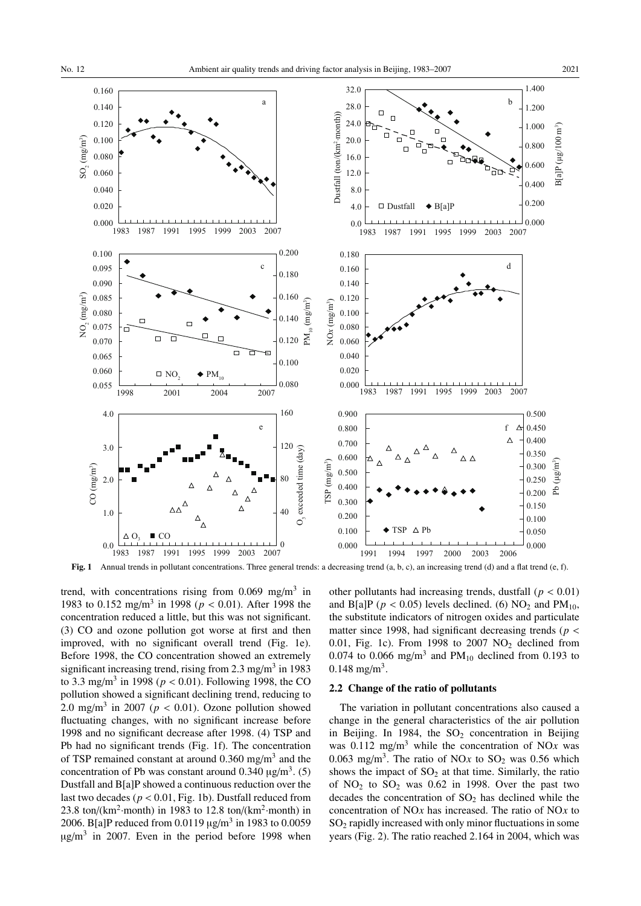**Fig. 1** Annual trends in pollutant concentrations. Three general trends: a decreasing trend (a, b, c), an increasing trend (d) and a flat trend (e, f).

trend, with concentrations rising from 0.069 mg/m$^3$ in 1983 to 0.152 mg/m$^3$ in 1998 ($p < 0.01$). After 1998 the concentration reduced a little, but this was not significant. (3) CO and ozone pollution got worse at first and then improved, with no significant overall trend (Fig. 1e). Before 1998, the CO concentration showed an extremely significant increasing trend, rising from 2.3 mg/m$^3$ in 1983 to 3.3 mg/m$^3$ in 1998 ($p < 0.01$). Following 1998, the CO pollution showed a significant declining trend, reducing to 2.0 mg/m$^3$ in 2007 ($p < 0.01$). Ozone pollution showed fluctuating changes, with no significant increase before 1998 and no significant decrease after 1998. (4) TSP and Pb had no significant trends (Fig. 1f). The concentration of TSP remained constant at around 0.360 mg/m$^3$ and the concentration of Pb was constant around 0.340 μg/m$^3$. (5) Dustfall and B[a]P showed a continuous reduction over the last two decades ($p < 0.01$, Fig. 1b). Dustfall reduced from 23.8 ton/(km$^2$·month) in 1983 to 12.8 ton/(km$^2$·month) in 2006. B[a]P reduced from 0.0119 μg/m$^3$ in 1983 to 0.0059 μg/m$^3$ in 2007. Even in the period before 1998 when other pollutants had increasing trends, dustfall ($p < 0.01$) and B[a]P ($p < 0.05$) levels declined. (6) $NO_2$ and $PM_{10}$, the substitute indicators of nitrogen oxides and particulate matter since 1998, had significant decreasing trends ($p < 0.01$, Fig. 1c). From 1998 to 2007 $NO_2$ declined from 0.074 to 0.066 mg/m$^3$ and $PM_{10}$ declined from 0.193 to 0.148 mg/m$^3$.

### 2.2 Change of the ratio of pollutants

The variation in pollutant concentrations also caused a change in the general characteristics of the air pollution in Beijing. In 1984, the $SO_2$ concentration in Beijing was 0.112 mg/m$^3$ while the concentration of $NO_x$ was 0.063 mg/m$^3$. The ratio of $NO_x$ to $SO_2$ was 0.56 which shows the impact of $SO_2$ at that time. Similarly, the ratio of $NO_2$ to $SO_2$ was 0.62 in 1998. Over the past two decades the concentration of $SO_2$ has declined while the concentration of $NO_x$ has increased. The ratio of $NO_x$ to $SO_2$ rapidly increased with only minor fluctuations in some years (Fig. 2). The ratio reached 2.164 in 2004, which was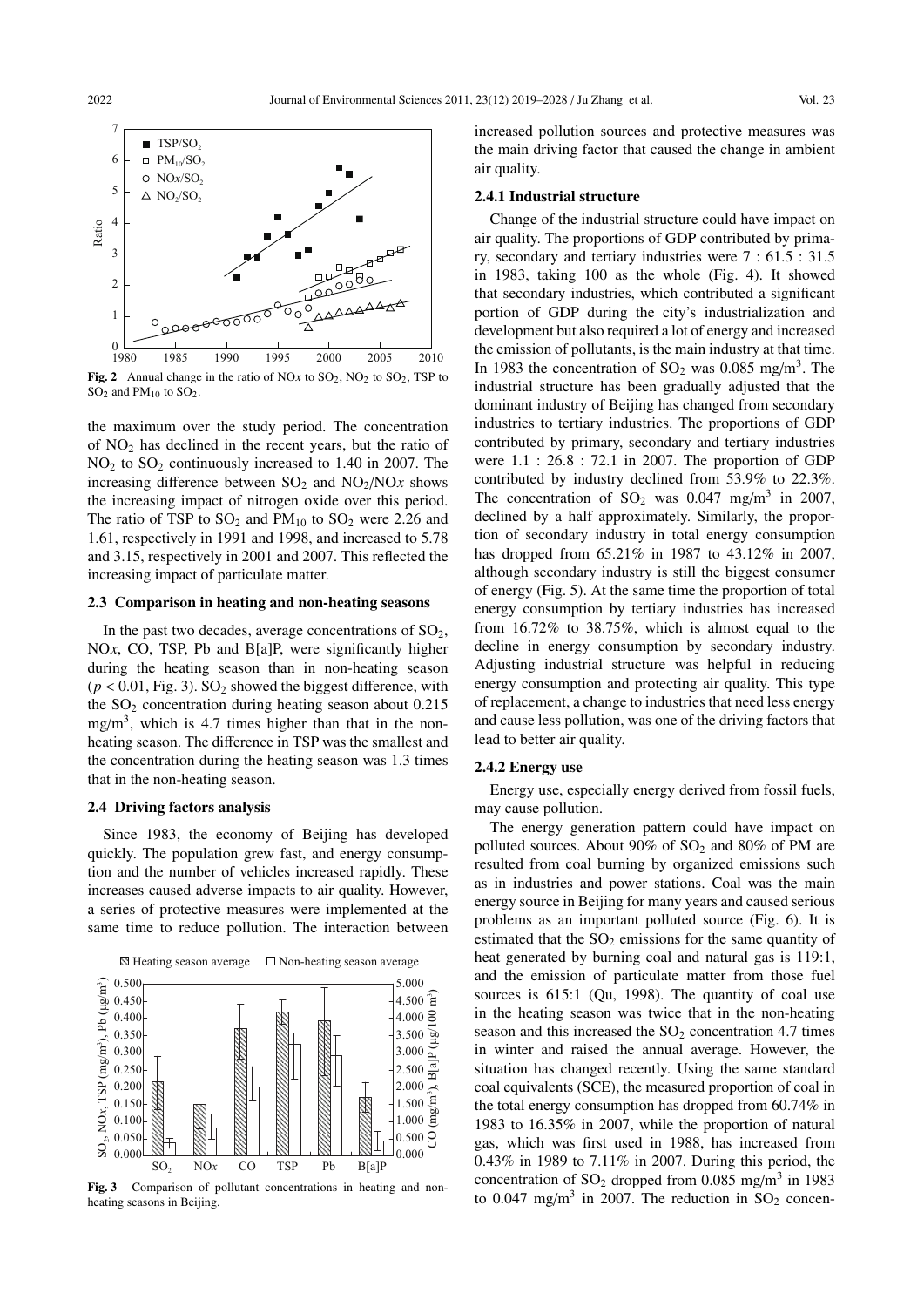**Fig. 2** Annual change in the ratio of NO$x$ to $SO_2$, $NO_2$ to $SO_2$, TSP to $SO_2$ and $PM_{10}$ to $SO_2$.

the maximum over the study period. The concentration of $NO_2$ has declined in the recent years, but the ratio of $NO_2$ to $SO_2$ continuously increased to 1.40 in 2007. The increasing difference between $SO_2$ and $NO_2$/NO$x$ shows the increasing impact of nitrogen oxide over this period. The ratio of TSP to $SO_2$ and $PM_{10}$ to $SO_2$ were 2.26 and 1.61, respectively in 1991 and 1998, and increased to 5.78 and 3.15, respectively in 2001 and 2007. This reflected the increasing impact of particulate matter.

### 2.3 Comparison in heating and non-heating seasons

In the past two decades, average concentrations of $SO_2$, NO$x$, CO, TSP, Pb and B[a]P, were significantly higher during the heating season than in non-heating season ($p < 0.01$, Fig. 3). $SO_2$ showed the biggest difference, with the $SO_2$ concentration during heating season about 0.215 $mg/m^3$, which is 4.7 times higher than that in the non-heating season. The difference in TSP was the smallest and the concentration during the heating season was 1.3 times that in the non-heating season.

### 2.4 Driving factors analysis

Since 1983, the economy of Beijing has developed quickly. The population grew fast, and energy consumption and the number of vehicles increased rapidly. These increases caused adverse impacts to air quality. However, a series of protective measures were implemented at the same time to reduce pollution. The interaction between increased pollution sources and protective measures was the main driving factor that caused the change in ambient air quality.

**Fig. 3** Comparison of pollutant concentrations in heating and non-heating seasons in Beijing.

#### 2.4.1 Industrial structure

Change of the industrial structure could have impact on air quality. The proportions of GDP contributed by primary, secondary and tertiary industries were 7 : 61.5 : 31.5 in 1983, taking 100 as the whole (Fig. 4). It showed that secondary industries, which contributed a significant portion of GDP during the city's industrialization and development but also required a lot of energy and increased the emission of pollutants, is the main industry at that time. In 1983 the concentration of $SO_2$ was 0.085 $mg/m^3$. The industrial structure has been gradually adjusted that the dominant industry of Beijing has changed from secondary industries to tertiary industries. The proportions of GDP contributed by primary, secondary and tertiary industries were 1.1 : 26.8 : 72.1 in 2007. The proportion of GDP contributed by industry declined from 53.9% to 22.3%. The concentration of $SO_2$ was 0.047 $mg/m^3$ in 2007, declined by a half approximately. Similarly, the proportion of secondary industry in total energy consumption has dropped from 65.21% in 1987 to 43.12% in 2007, although secondary industry is still the biggest consumer of energy (Fig. 5). At the same time the proportion of total energy consumption by tertiary industries has increased from 16.72% to 38.75%, which is almost equal to the decline in energy consumption by secondary industry. Adjusting industrial structure was helpful in reducing energy consumption and protecting air quality. This type of replacement, a change to industries that need less energy and cause less pollution, was one of the driving factors that lead to better air quality.

#### 2.4.2 Energy use

Energy use, especially energy derived from fossil fuels, may cause pollution.

The energy generation pattern could have impact on polluted sources. About 90% of $SO_2$ and 80% of PM are resulted from coal burning by organized emissions such as in industries and power stations. Coal was the main energy source in Beijing for many years and caused serious problems as an important polluted source (Fig. 6). It is estimated that the $SO_2$ emissions for the same quantity of heat generated by burning coal and natural gas is 119:1, and the emission of particulate matter from those fuel sources is 615:1 (Qu, 1998). The quantity of coal use in the heating season was twice that in the non-heating season and this increased the $SO_2$ concentration 4.7 times in winter and raised the annual average. However, the situation has changed recently. Using the same standard coal equivalents (SCE), the measured proportion of coal in the total energy consumption has dropped from 60.74% in 1983 to 16.35% in 2007, while the proportion of natural gas, which was first used in 1988, has increased from 0.43% in 1989 to 7.11% in 2007. During this period, the concentration of $SO_2$ dropped from 0.085 $mg/m^3$ in 1983 to 0.047 $mg/m^3$ in 2007. The reduction in $SO_2$ concen-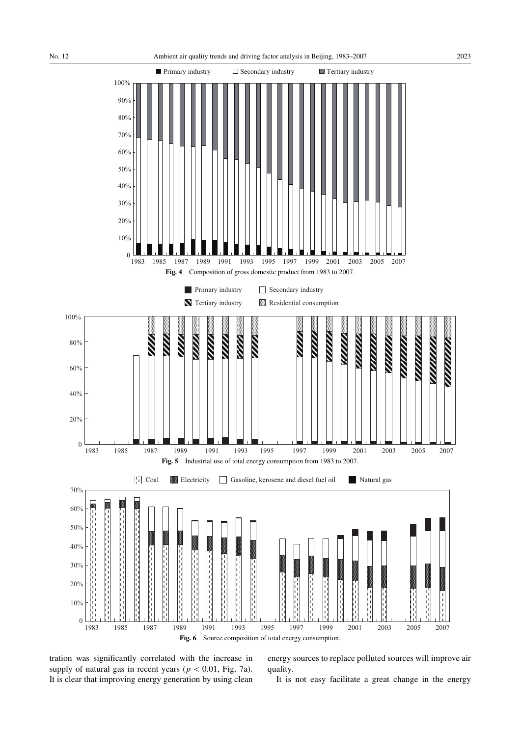**Fig. 4** Composition of gross domestic product from 1983 to 2007.

**Fig. 5** Industrial use of total energy consumption from 1983 to 2007.

**Fig. 6** Source composition of total energy consumption.

tration was significantly correlated with the increase in supply of natural gas in recent years ($p < 0.01$, Fig. 7a). It is clear that improving energy generation by using clean energy sources to replace polluted sources will improve air quality.

It is not easy facilitate a great change in the energy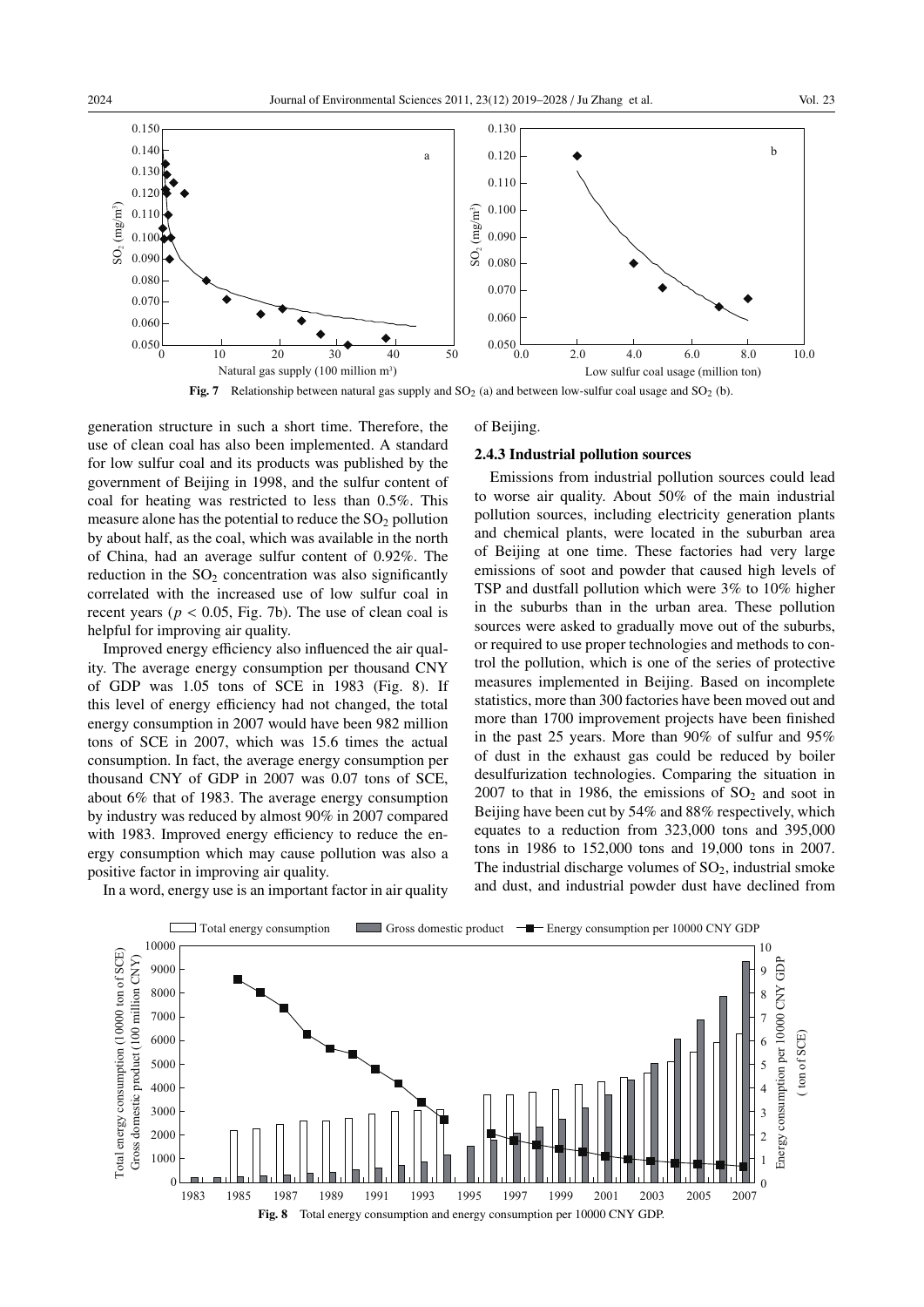**Fig. 7** Relationship between natural gas supply and $SO_2$ (a) and between low-sulfur coal usage and $SO_2$ (b).

generation structure in such a short time. Therefore, the use of clean coal has also been implemented. A standard for low sulfur coal and its products was published by the government of Beijing in 1998, and the sulfur content of coal for heating was restricted to less than 0.5%. This measure alone has the potential to reduce the $SO_2$ pollution by about half, as the coal, which was available in the north of China, had an average sulfur content of 0.92%. The reduction in the $SO_2$ concentration was also significantly correlated with the increased use of low sulfur coal in recent years ($p < 0.05$, Fig. 7b). The use of clean coal is helpful for improving air quality.

Improved energy efficiency also influenced the air quality. The average energy consumption per thousand CNY of GDP was 1.05 tons of SCE in 1983 (Fig. 8). If this level of energy efficiency had not changed, the total energy consumption in 2007 would have been 982 million tons of SCE in 2007, which was 15.6 times the actual consumption. In fact, the average energy consumption per thousand CNY of GDP in 2007 was 0.07 tons of SCE, about 6% that of 1983. The average energy consumption by industry was reduced by almost 90% in 2007 compared with 1983. Improved energy efficiency to reduce the energy consumption which may cause pollution was also a positive factor in improving air quality.

In a word, energy use is an important factor in air quality of Beijing.

### 2.4.3 Industrial pollution sources

Emissions from industrial pollution sources could lead to worse air quality. About 50% of the main industrial pollution sources, including electricity generation plants and chemical plants, were located in the suburban area of Beijing at one time. These factories had very large emissions of soot and powder that caused high levels of TSP and dustfall pollution which were 3% to 10% higher in the suburbs than in the urban area. These pollution sources were asked to gradually move out of the suburbs, or required to use proper technologies and methods to control the pollution, which is one of the series of protective measures implemented in Beijing. Based on incomplete statistics, more than 300 factories have been moved out and more than 1700 improvement projects have been finished in the past 25 years. More than 90% of sulfur and 95% of dust in the exhaust gas could be reduced by boiler desulfurization technologies. Comparing the situation in 2007 to that in 1986, the emissions of $SO_2$ and soot in Beijing have been cut by 54% and 88% respectively, which equates to a reduction from 323,000 tons and 395,000 tons in 1986 to 152,000 tons and 19,000 tons in 2007. The industrial discharge volumes of $SO_2$, industrial smoke and dust, and industrial powder dust have declined from

**Fig. 8** Total energy consumption and energy consumption per 10000 CNY GDP.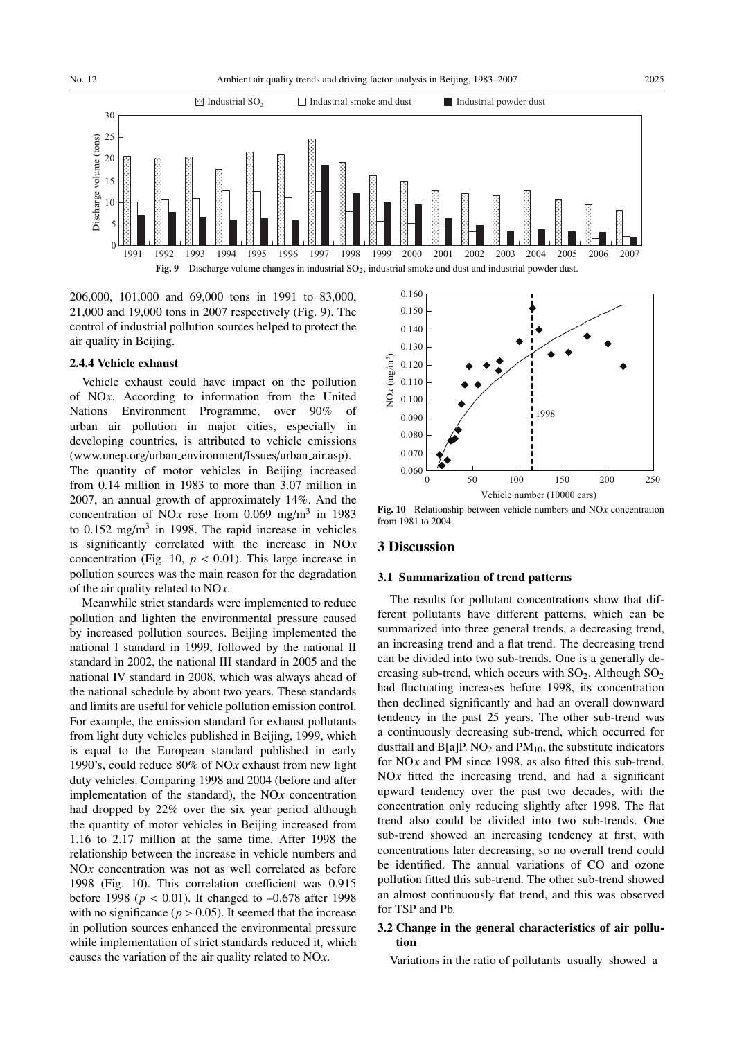Fig. 9 Discharge volume changes in industrial $SO_2$, industrial smoke and dust and industrial powder dust.

206,000, 101,000 and 69,000 tons in 1991 to 83,000, 21,000 and 19,000 tons in 2007 respectively (Fig. 9). The control of industrial pollution sources helped to protect the air quality in Beijing.

#### 2.4.4 Vehicle exhaust

Vehicle exhaust could have impact on the pollution of NO*x*. According to information from the United Nations Environment Programme, over 90% of urban air pollution in major cities, especially in developing countries, is attributed to vehicle emissions (www.unep.org/urban_environment/Issues/urban_air.asp). The quantity of motor vehicles in Beijing increased from 0.14 million in 1983 to more than 3.07 million in 2007, an annual growth of approximately 14%. And the concentration of NO*x* rose from 0.069 mg/m$^3$ in 1983 to 0.152 mg/m$^3$ in 1998. The rapid increase in vehicles is significantly correlated with the increase in NO*x* concentration (Fig. 10, $p < 0.01$). This large increase in pollution sources was the main reason for the degradation of the air quality related to NO*x*.

Meanwhile strict standards were implemented to reduce pollution and lighten the environmental pressure caused by increased pollution sources. Beijing implemented the national I standard in 1999, followed by the national II standard in 2002, the national III standard in 2005 and the national IV standard in 2008, which was always ahead of the national schedule by about two years. These standards and limits are useful for vehicle pollution emission control. For example, the emission standard for exhaust pollutants from light duty vehicles published in Beijing, 1999, which is equal to the European standard published in early 1990's, could reduce 80% of NO*x* exhaust from new light duty vehicles. Comparing 1998 and 2004 (before and after implementation of the standard), the NO*x* concentration had dropped by 22% over the six year period although the quantity of motor vehicles in Beijing increased from 1.16 to 2.17 million at the same time. After 1998 the relationship between the increase in vehicle numbers and NO*x* concentration was not as well correlated as before 1998 (Fig. 10). This correlation coefficient was 0.915 before 1998 ($p < 0.01$). It changed to –0.678 after 1998 with no significance ($p > 0.05$). It seemed that the increase in pollution sources enhanced the environmental pressure while implementation of strict standards reduced it, which causes the variation of the air quality related to NO*x*.

Fig. 10 Relationship between vehicle numbers and NO*x* concentration from 1981 to 2004.

## 3 Discussion

### 3.1 Summarization of trend patterns

The results for pollutant concentrations show that different pollutants have different patterns, which can be summarized into three general trends, a decreasing trend, an increasing trend and a flat trend. The decreasing trend can be divided into two sub-trends. One is a generally decreasing sub-trend, which occurs with $SO_2$. Although $SO_2$ had fluctuating increases before 1998, its concentration then declined significantly and had an overall downward tendency in the past 25 years. The other sub-trend was a continuously decreasing sub-trend, which occurred for dustfall and B[a]P. $NO_2$ and $PM_{10}$, the substitute indicators for NO*x* and PM since 1998, as also fitted this sub-trend. NO*x* fitted the increasing trend, and had a significant upward tendency over the past two decades, with the concentration only reducing slightly after 1998. The flat trend also could be divided into two sub-trends. One sub-trend showed an increasing tendency at first, with concentrations later decreasing, so no overall trend could be identified. The annual variations of CO and ozone pollution fitted this sub-trend. The other sub-trend showed an almost continuously flat trend, and this was observed for TSP and Pb.

### 3.2 Change in the general characteristics of air pollution

Variations in the ratio of pollutants usually showed a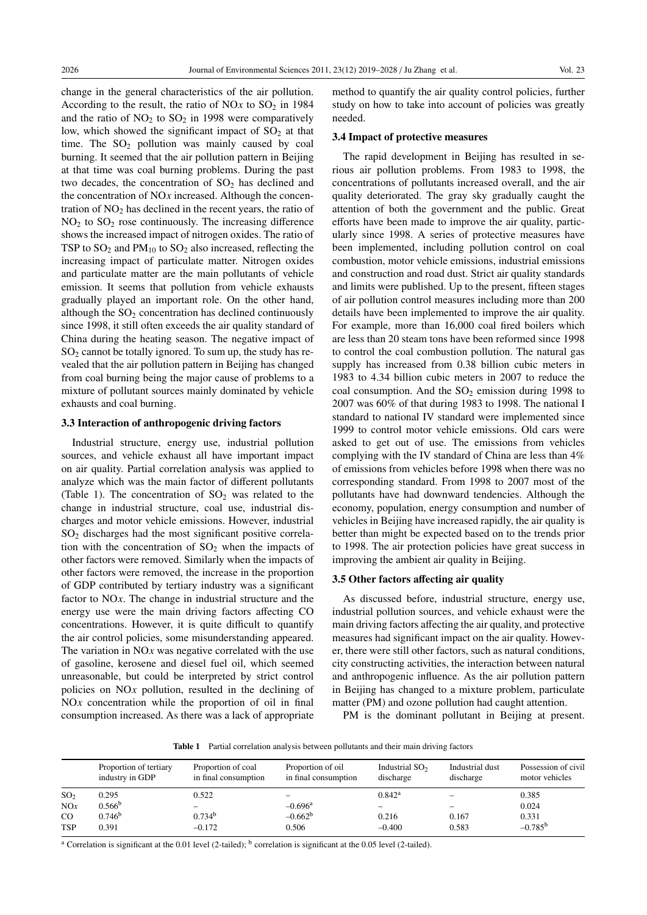change in the general characteristics of the air pollution. According to the result, the ratio of NO$x$ to $SO_2$ in 1984 and the ratio of $NO_2$ to $SO_2$ in 1998 were comparatively low, which showed the significant impact of $SO_2$ at that time. The $SO_2$ pollution was mainly caused by coal burning. It seemed that the air pollution pattern in Beijing at that time was coal burning problems. During the past two decades, the concentration of $SO_2$ has declined and the concentration of NO$x$ increased. Although the concentration of $NO_2$ has declined in the recent years, the ratio of $NO_2$ to $SO_2$ rose continuously. The increasing difference shows the increased impact of nitrogen oxides. The ratio of TSP to $SO_2$ and $PM_{10}$ to $SO_2$ also increased, reflecting the increasing impact of particulate matter. Nitrogen oxides and particulate matter are the main pollutants of vehicle emission. It seems that pollution from vehicle exhausts gradually played an important role. On the other hand, although the $SO_2$ concentration has declined continuously since 1998, it still often exceeds the air quality standard of China during the heating season. The negative impact of $SO_2$ cannot be totally ignored. To sum up, the study has revealed that the air pollution pattern in Beijing has changed from coal burning being the major cause of problems to a mixture of pollutant sources mainly dominated by vehicle exhausts and coal burning.

### 3.3 Interaction of anthropogenic driving factors

Industrial structure, energy use, industrial pollution sources, and vehicle exhaust all have important impact on air quality. Partial correlation analysis was applied to analyze which was the main factor of different pollutants (Table 1). The concentration of $SO_2$ was related to the change in industrial structure, coal use, industrial discharges and motor vehicle emissions. However, industrial $SO_2$ discharges had the most significant positive correlation with the concentration of $SO_2$ when the impacts of other factors were removed. Similarly when the impacts of other factors were removed, the increase in the proportion of GDP contributed by tertiary industry was a significant factor to NO$x$. The change in industrial structure and the energy use were the main driving factors affecting CO concentrations. However, it is quite difficult to quantify the air control policies, some misunderstanding appeared. The variation in NO$x$ was negative correlated with the use of gasoline, kerosene and diesel fuel oil, which seemed unreasonable, but could be interpreted by strict control policies on NO$x$ pollution, resulted in the declining of NO$x$ concentration while the proportion of oil in final consumption increased. As there was a lack of appropriate method to quantify the air quality control policies, further study on how to take into account of policies was greatly needed.

### 3.4 Impact of protective measures

The rapid development in Beijing has resulted in serious air pollution problems. From 1983 to 1998, the concentrations of pollutants increased overall, and the air quality deteriorated. The gray sky gradually caught the attention of both the government and the public. Great efforts have been made to improve the air quality, particularly since 1998. A series of protective measures have been implemented, including pollution control on coal combustion, motor vehicle emissions, industrial emissions and construction and road dust. Strict air quality standards and limits were published. Up to the present, fifteen stages of air pollution control measures including more than 200 details have been implemented to improve the air quality. For example, more than 16,000 coal fired boilers which are less than 20 steam tons have been reformed since 1998 to control the coal combustion pollution. The natural gas supply has increased from 0.38 billion cubic meters in 1983 to 4.34 billion cubic meters in 2007 to reduce the coal consumption. And the $SO_2$ emission during 1998 to 2007 was 60% of that during 1983 to 1998. The national I standard to national IV standard were implemented since 1999 to control motor vehicle emissions. Old cars were asked to get out of use. The emissions from vehicles complying with the IV standard of China are less than 4% of emissions from vehicles before 1998 when there was no corresponding standard. From 1998 to 2007 most of the pollutants have had downward tendencies. Although the economy, population, energy consumption and number of vehicles in Beijing have increased rapidly, the air quality is better than might be expected based on to the trends prior to 1998. The air protection policies have great success in improving the ambient air quality in Beijing.

### 3.5 Other factors affecting air quality

As discussed before, industrial structure, energy use, industrial pollution sources, and vehicle exhaust were the main driving factors affecting the air quality, and protective measures had significant impact on the air quality. However, there were still other factors, such as natural conditions, city constructing activities, the interaction between natural and anthropogenic influence. As the air pollution pattern in Beijing has changed to a mixture problem, particulate matter (PM) and ozone pollution had caught attention.

PM is the dominant pollutant in Beijing at present.

**Table 1** Partial correlation analysis between pollutants and their main driving factors

| | Proportion of tertiary industry in GDP | Proportion of coal in final consumption | Proportion of oil in final consumption | Industrial $SO_2$ discharge | Industrial dust discharge | Possession of civil motor vehicles |
|---|---|---|---|---|---|---|
| $SO_2$ | 0.295 | 0.522 | – | 0.842[a] | – | 0.385 |
| NO$x$ | 0.566[b] | – | –0.696[a] | – | – | 0.024 |
| CO | 0.746[b] | 0.734[b] | –0.662[b] | 0.216 | 0.167 | 0.331 |
| TSP | 0.391 | –0.172 | 0.506 | –0.400 | 0.583 | –0.785[b] |

[a] Correlation is significant at the 0.01 level (2-tailed); [b] correlation is significant at the 0.05 level (2-tailed).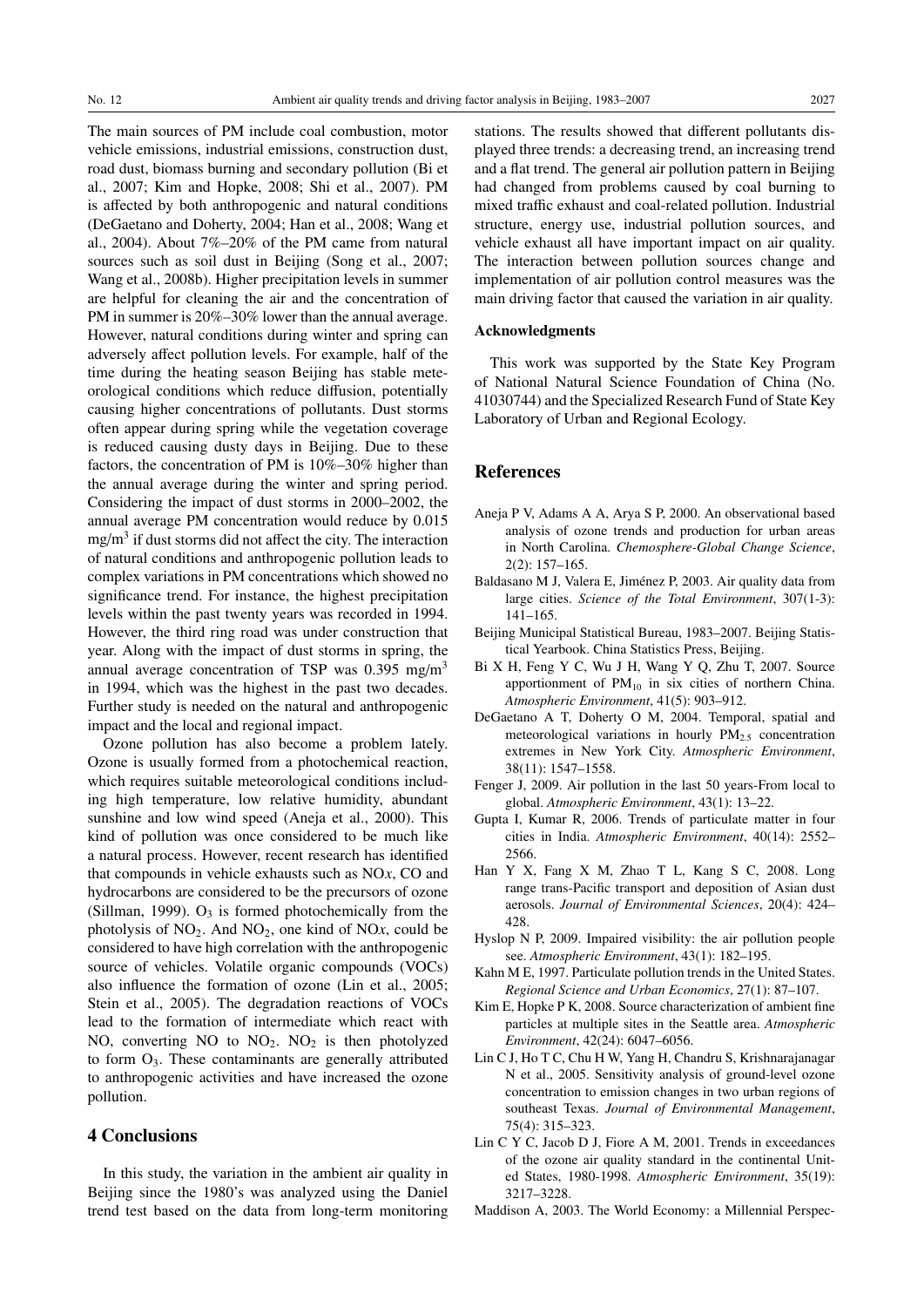The main sources of PM include coal combustion, motor vehicle emissions, industrial emissions, construction dust, road dust, biomass burning and secondary pollution (Bi et al., 2007; Kim and Hopke, 2008; Shi et al., 2007). PM is affected by both anthropogenic and natural conditions (DeGaetano and Doherty, 2004; Han et al., 2008; Wang et al., 2004). About 7%–20% of the PM came from natural sources such as soil dust in Beijing (Song et al., 2007; Wang et al., 2008b). Higher precipitation levels in summer are helpful for cleaning the air and the concentration of PM in summer is 20%–30% lower than the annual average. However, natural conditions during winter and spring can adversely affect pollution levels. For example, half of the time during the heating season Beijing has stable meteorological conditions which reduce diffusion, potentially causing higher concentrations of pollutants. Dust storms often appear during spring while the vegetation coverage is reduced causing dusty days in Beijing. Due to these factors, the concentration of PM is 10%–30% higher than the annual average during the winter and spring period. Considering the impact of dust storms in 2000–2002, the annual average PM concentration would reduce by 0.015 $mg/m^3$ if dust storms did not affect the city. The interaction of natural conditions and anthropogenic pollution leads to complex variations in PM concentrations which showed no significance trend. For instance, the highest precipitation levels within the past twenty years was recorded in 1994. However, the third ring road was under construction that year. Along with the impact of dust storms in spring, the annual average concentration of TSP was 0.395 $mg/m^3$ in 1994, which was the highest in the past two decades. Further study is needed on the natural and anthropogenic impact and the local and regional impact.

Ozone pollution has also become a problem lately. Ozone is usually formed from a photochemical reaction, which requires suitable meteorological conditions including high temperature, low relative humidity, abundant sunshine and low wind speed (Aneja et al., 2000). This kind of pollution was once considered to be much like a natural process. However, recent research has identified that compounds in vehicle exhausts such as $NO_x$, CO and hydrocarbons are considered to be the precursors of ozone (Sillman, 1999). $O_3$ is formed photochemically from the photolysis of $NO_2$. And $NO_2$, one kind of $NO_x$, could be considered to have high correlation with the anthropogenic source of vehicles. Volatile organic compounds (VOCs) also influence the formation of ozone (Lin et al., 2005; Stein et al., 2005). The degradation reactions of VOCs lead to the formation of intermediate which react with NO, converting NO to $NO_2$. $NO_2$ is then photolyzed to form $O_3$. These contaminants are generally attributed to anthropogenic activities and have increased the ozone pollution.

## 4 Conclusions

In this study, the variation in the ambient air quality in Beijing since the 1980's was analyzed using the Daniel trend test based on the data from long-term monitoring stations. The results showed that different pollutants displayed three trends: a decreasing trend, an increasing trend and a flat trend. The general air pollution pattern in Beijing had changed from problems caused by coal burning to mixed traffic exhaust and coal-related pollution. Industrial structure, energy use, industrial pollution sources, and vehicle exhaust all have important impact on air quality. The interaction between pollution sources change and implementation of air pollution control measures was the main driving factor that caused the variation in air quality.

### Acknowledgments

This work was supported by the State Key Program of National Natural Science Foundation of China (No. 41030744) and the Specialized Research Fund of State Key Laboratory of Urban and Regional Ecology.

## References

Aneja P V, Adams A A, Arya S P, 2000. An observational based analysis of ozone trends and production for urban areas in North Carolina. *Chemosphere-Global Change Science*, 2(2): 157–165.

Baldasano M J, Valera E, Jiménez P, 2003. Air quality data from large cities. *Science of the Total Environment*, 307(1-3): 141–165.

Beijing Municipal Statistical Bureau, 1983–2007. Beijing Statistical Yearbook. China Statistics Press, Beijing.

Bi X H, Feng Y C, Wu J H, Wang Y Q, Zhu T, 2007. Source apportionment of $PM_{10}$ in six cities of northern China. *Atmospheric Environment*, 41(5): 903–912.

DeGaetano A T, Doherty O M, 2004. Temporal, spatial and meteorological variations in hourly $PM_{2.5}$ concentration extremes in New York City. *Atmospheric Environment*, 38(11): 1547–1558.

Fenger J, 2009. Air pollution in the last 50 years-From local to global. *Atmospheric Environment*, 43(1): 13–22.

Gupta I, Kumar R, 2006. Trends of particulate matter in four cities in India. *Atmospheric Environment*, 40(14): 2552–2566.

Han Y X, Fang X M, Zhao T L, Kang S C, 2008. Long range trans-Pacific transport and deposition of Asian dust aerosols. *Journal of Environmental Sciences*, 20(4): 424–428.

Hyslop N P, 2009. Impaired visibility: the air pollution people see. *Atmospheric Environment*, 43(1): 182–195.

Kahn M E, 1997. Particulate pollution trends in the United States. *Regional Science and Urban Economics*, 27(1): 87–107.

Kim E, Hopke P K, 2008. Source characterization of ambient fine particles at multiple sites in the Seattle area. *Atmospheric Environment*, 42(24): 6047–6056.

Lin C J, Ho T C, Chu H W, Yang H, Chandru S, Krishnarajanagar N et al., 2005. Sensitivity analysis of ground-level ozone concentration to emission changes in two urban regions of southeast Texas. *Journal of Environmental Management*, 75(4): 315–323.

Lin C Y C, Jacob D J, Fiore A M, 2001. Trends in exceedances of the ozone air quality standard in the continental United States, 1980-1998. *Atmospheric Environment*, 35(19): 3217–3228.

Maddison A, 2003. The World Economy: a Millennial Perspec-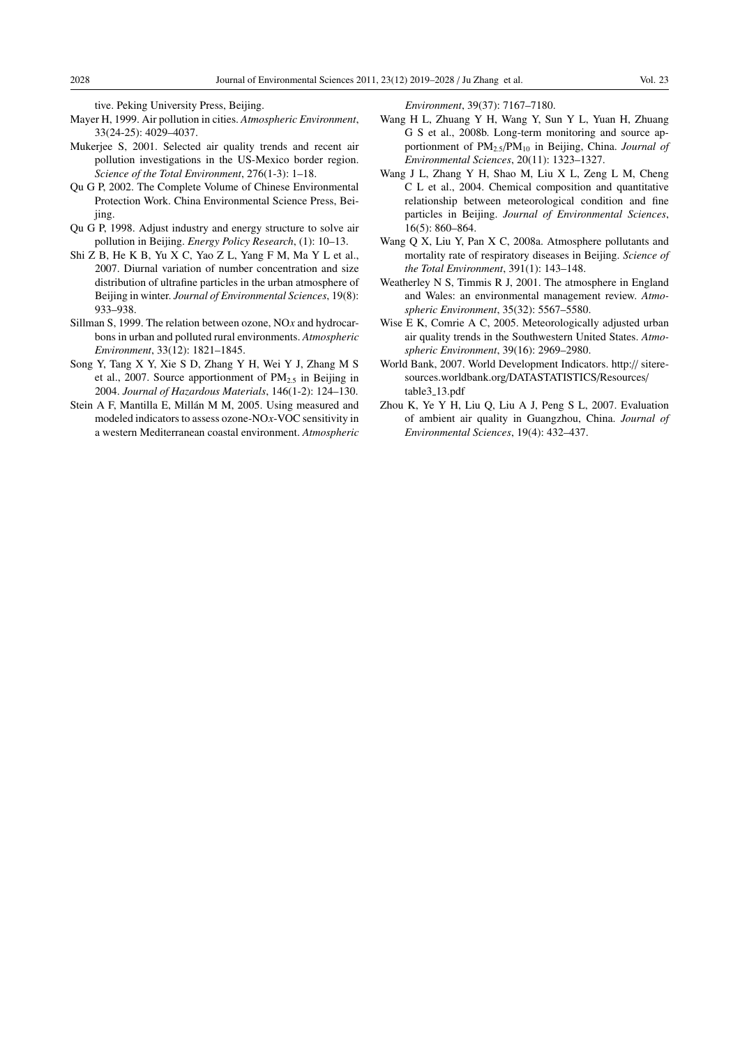tive. Peking University Press, Beijing.

Mayer H, 1999. Air pollution in cities. *Atmospheric Environment*, 33(24-25): 4029–4037.

Mukerjee S, 2001. Selected air quality trends and recent air pollution investigations in the US-Mexico border region. *Science of the Total Environment*, 276(1-3): 1–18.

Qu G P, 2002. The Complete Volume of Chinese Environmental Protection Work. China Environmental Science Press, Beijing.

Qu G P, 1998. Adjust industry and energy structure to solve air pollution in Beijing. *Energy Policy Research*, (1): 10–13.

Shi Z B, He K B, Yu X C, Yao Z L, Yang F M, Ma Y L et al., 2007. Diurnal variation of number concentration and size distribution of ultrafine particles in the urban atmosphere of Beijing in winter. *Journal of Environmental Sciences*, 19(8): 933–938.

Sillman S, 1999. The relation between ozone, NO*x* and hydrocarbons in urban and polluted rural environments. *Atmospheric Environment*, 33(12): 1821–1845.

Song Y, Tang X Y, Xie S D, Zhang Y H, Wei Y J, Zhang M S et al., 2007. Source apportionment of $PM_{2.5}$ in Beijing in 2004. *Journal of Hazardous Materials*, 146(1-2): 124–130.

Stein A F, Mantilla E, Millán M M, 2005. Using measured and modeled indicators to assess ozone-NO*x*-VOC sensitivity in a western Mediterranean coastal environment. *Atmospheric Environment*, 39(37): 7167–7180.

Wang H L, Zhuang Y H, Wang Y, Sun Y L, Yuan H, Zhuang G S et al., 2008b. Long-term monitoring and source apportionment of $PM_{2.5}$/$PM_{10}$ in Beijing, China. *Journal of Environmental Sciences*, 20(11): 1323–1327.

Wang J L, Zhang Y H, Shao M, Liu X L, Zeng L M, Cheng C L et al., 2004. Chemical composition and quantitative relationship between meteorological condition and fine particles in Beijing. *Journal of Environmental Sciences*, 16(5): 860–864.

Wang Q X, Liu Y, Pan X C, 2008a. Atmosphere pollutants and mortality rate of respiratory diseases in Beijing. *Science of the Total Environment*, 391(1): 143–148.

Weatherley N S, Timmis R J, 2001. The atmosphere in England and Wales: an environmental management review. *Atmospheric Environment*, 35(32): 5567–5580.

Wise E K, Comrie A C, 2005. Meteorologically adjusted urban air quality trends in the Southwestern United States. *Atmospheric Environment*, 39(16): 2969–2980.

World Bank, 2007. World Development Indicators. http:// siteresources.worldbank.org/DATASTATISTICS/Resources/table3_13.pdf

Zhou K, Ye Y H, Liu Q, Liu A J, Peng S L, 2007. Evaluation of ambient air quality in Guangzhou, China. *Journal of Environmental Sciences*, 19(4): 432–437.